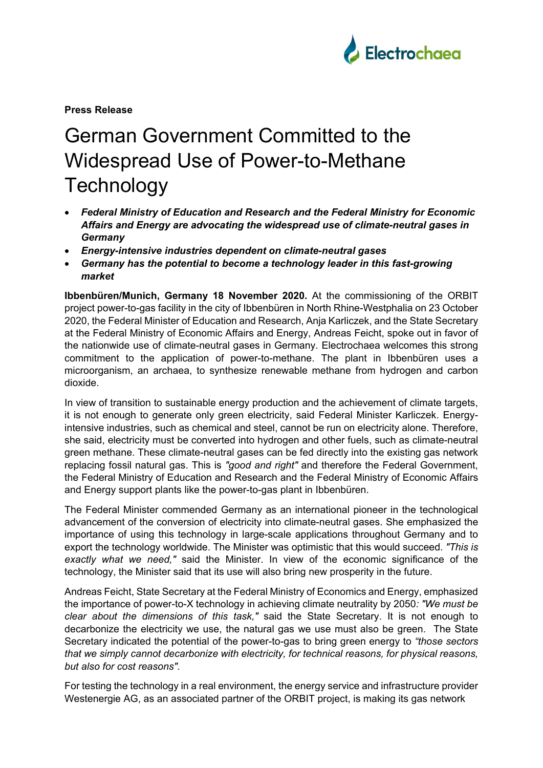**Press Release**

# German Government Committed to the Widespread Use of Power-to-Methane Technology

- ***Federal Ministry of Education and Research and the Federal Ministry for Economic Affairs and Energy are advocating the widespread use of climate-neutral gases in Germany***
- ***Energy-intensive industries dependent on climate-neutral gases***
- ***Germany has the potential to become a technology leader in this fast-growing market***

**Ibbenbüren/Munich, Germany 18 November 2020.** At the commissioning of the ORBIT project power-to-gas facility in the city of Ibbenbüren in North Rhine-Westphalia on 23 October 2020, the Federal Minister of Education and Research, Anja Karliczek, and the State Secretary at the Federal Ministry of Economic Affairs and Energy, Andreas Feicht, spoke out in favor of the nationwide use of climate-neutral gases in Germany. Electrochaea welcomes this strong commitment to the application of power-to-methane. The plant in Ibbenbüren uses a microorganism, an archaea, to synthesize renewable methane from hydrogen and carbon dioxide.

In view of transition to sustainable energy production and the achievement of climate targets, it is not enough to generate only green electricity, said Federal Minister Karliczek. Energy-intensive industries, such as chemical and steel, cannot be run on electricity alone. Therefore, she said, electricity must be converted into hydrogen and other fuels, such as climate-neutral green methane. These climate-neutral gases can be fed directly into the existing gas network replacing fossil natural gas. This is *"good and right"* and therefore the Federal Government, the Federal Ministry of Education and Research and the Federal Ministry of Economic Affairs and Energy support plants like the power-to-gas plant in Ibbenbüren.

The Federal Minister commended Germany as an international pioneer in the technological advancement of the conversion of electricity into climate-neutral gases. She emphasized the importance of using this technology in large-scale applications throughout Germany and to export the technology worldwide. The Minister was optimistic that this would succeed. *"This is exactly what we need,"* said the Minister. In view of the economic significance of the technology, the Minister said that its use will also bring new prosperity in the future.

Andreas Feicht, State Secretary at the Federal Ministry of Economics and Energy, emphasized the importance of power-to-X technology in achieving climate neutrality by 2050*: "We must be clear about the dimensions of this task,"* said the State Secretary. It is not enough to decarbonize the electricity we use, the natural gas we use must also be green. The State Secretary indicated the potential of the power-to-gas to bring green energy to *"those sectors that we simply cannot decarbonize with electricity, for technical reasons, for physical reasons, but also for cost reasons"*.

For testing the technology in a real environment, the energy service and infrastructure provider Westenergie AG, as an associated partner of the ORBIT project, is making its gas network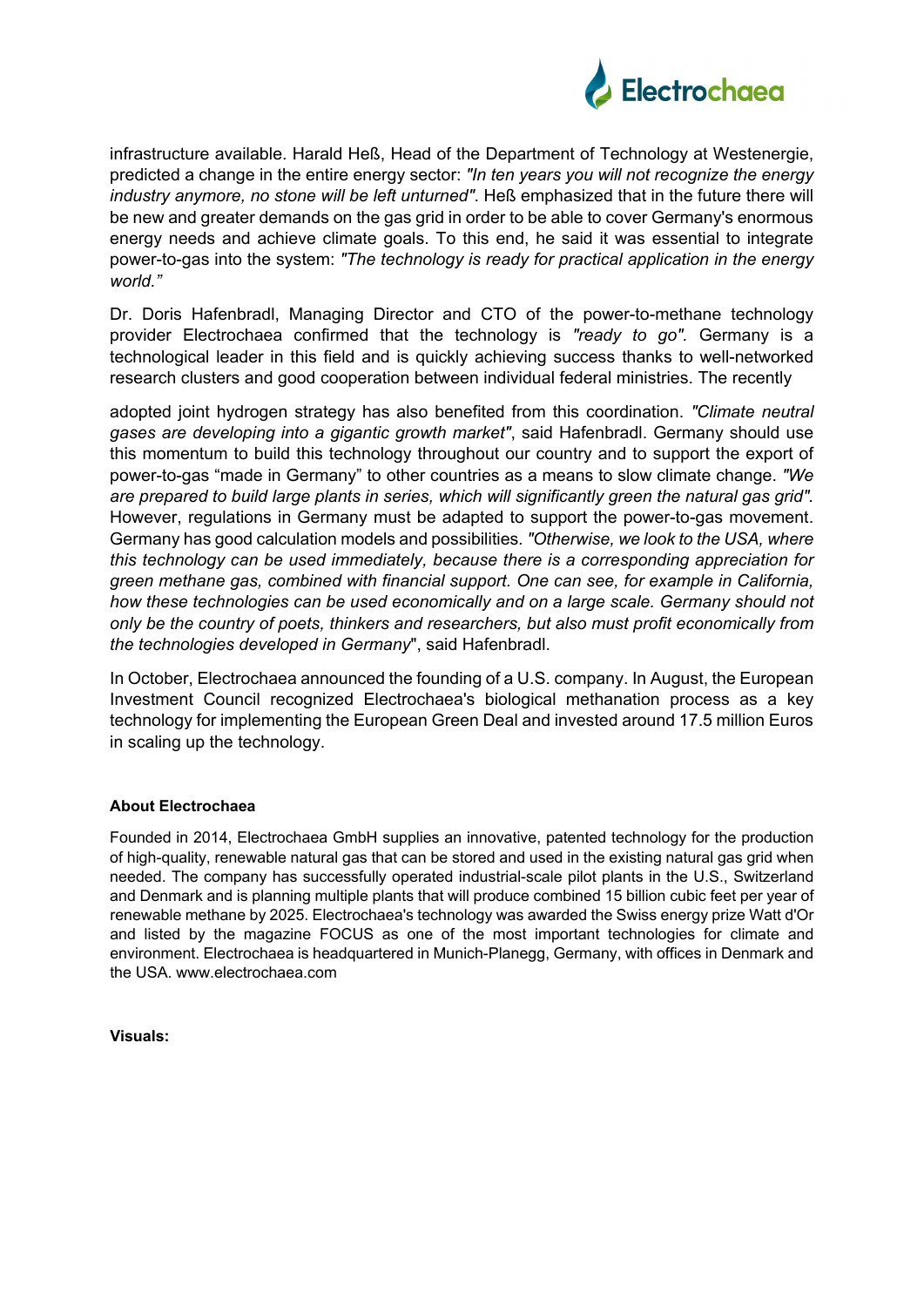infrastructure available. Harald Heß, Head of the Department of Technology at Westenergie, predicted a change in the entire energy sector: *"In ten years you will not recognize the energy industry anymore, no stone will be left unturned"*. Heß emphasized that in the future there will be new and greater demands on the gas grid in order to be able to cover Germany's enormous energy needs and achieve climate goals. To this end, he said it was essential to integrate power-to-gas into the system: *"The technology is ready for practical application in the energy world."*

Dr. Doris Hafenbradl, Managing Director and CTO of the power-to-methane technology provider Electrochaea confirmed that the technology is *"ready to go"*. Germany is a technological leader in this field and is quickly achieving success thanks to well-networked research clusters and good cooperation between individual federal ministries. The recently adopted joint hydrogen strategy has also benefited from this coordination. *"Climate neutral gases are developing into a gigantic growth market"*, said Hafenbradl. Germany should use this momentum to build this technology throughout our country and to support the export of power-to-gas "made in Germany" to other countries as a means to slow climate change. *"We are prepared to build large plants in series, which will significantly green the natural gas grid"*. However, regulations in Germany must be adapted to support the power-to-gas movement. Germany has good calculation models and possibilities. *"Otherwise, we look to the USA, where this technology can be used immediately, because there is a corresponding appreciation for green methane gas, combined with financial support. One can see, for example in California, how these technologies can be used economically and on a large scale. Germany should not only be the country of poets, thinkers and researchers, but also must profit economically from the technologies developed in Germany*", said Hafenbradl.

In October, Electrochaea announced the founding of a U.S. company. In August, the European Investment Council recognized Electrochaea's biological methanation process as a key technology for implementing the European Green Deal and invested around 17.5 million Euros in scaling up the technology.

**About Electrochaea**

Founded in 2014, Electrochaea GmbH supplies an innovative, patented technology for the production of high-quality, renewable natural gas that can be stored and used in the existing natural gas grid when needed. The company has successfully operated industrial-scale pilot plants in the U.S., Switzerland and Denmark and is planning multiple plants that will produce combined 15 billion cubic feet per year of renewable methane by 2025. Electrochaea's technology was awarded the Swiss energy prize Watt d'Or and listed by the magazine FOCUS as one of the most important technologies for climate and environment. Electrochaea is headquartered in Munich-Planegg, Germany, with offices in Denmark and the USA. www.electrochaea.com

**Visuals:**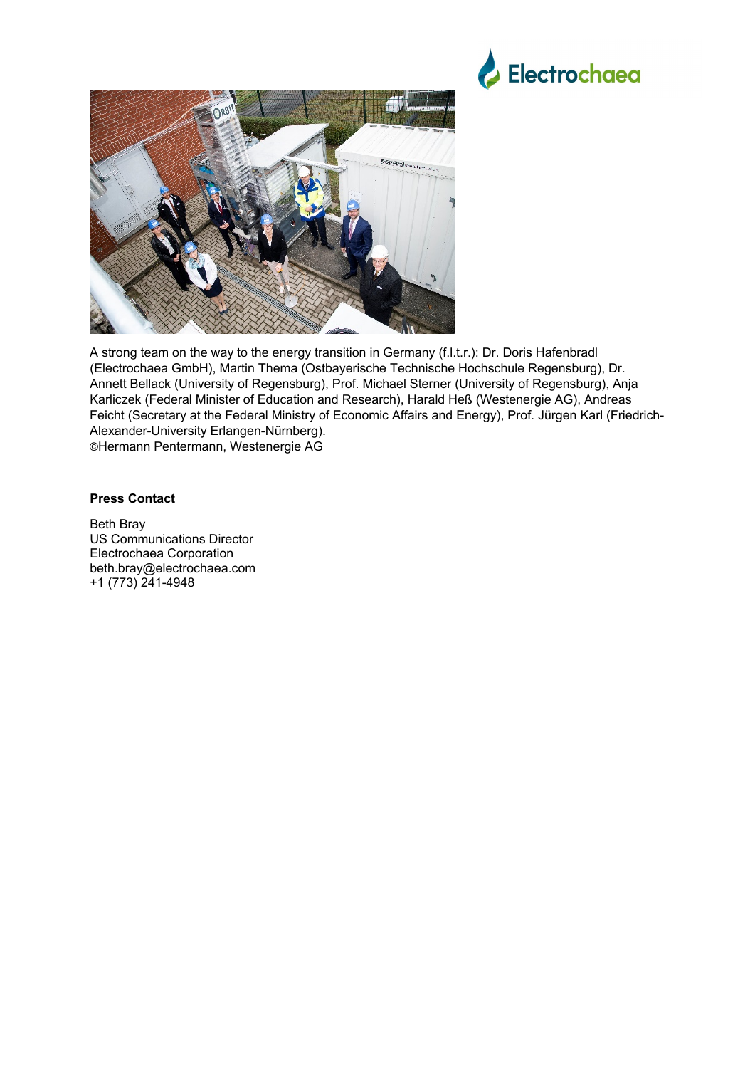A strong team on the way to the energy transition in Germany (f.l.t.r.): Dr. Doris Hafenbradl (Electrochaea GmbH), Martin Thema (Ostbayerische Technische Hochschule Regensburg), Dr. Annett Bellack (University of Regensburg), Prof. Michael Sterner (University of Regensburg), Anja Karliczek (Federal Minister of Education and Research), Harald Heß (Westenergie AG), Andreas Feicht (Secretary at the Federal Ministry of Economic Affairs and Energy), Prof. Jürgen Karl (Friedrich-Alexander-University Erlangen-Nürnberg).
©Hermann Pentermann, Westenergie AG

**Press Contact**

Beth Bray
US Communications Director
Electrochaea Corporation
beth.bray@electrochaea.com
+1 (773) 241-4948